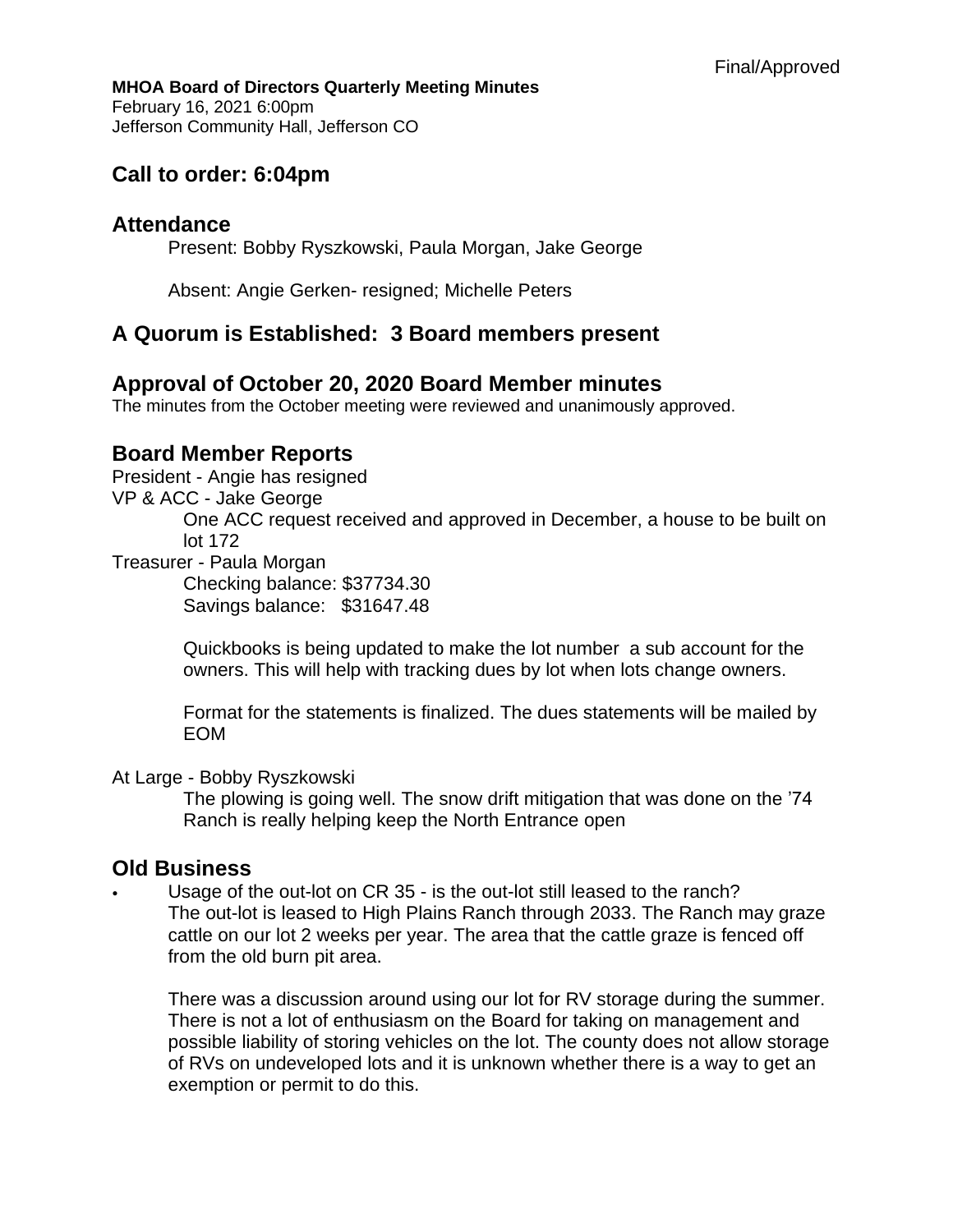Final/Approved

**MHOA Board of Directors Quarterly Meeting Minutes**
February 16, 2021 6:00pm
Jefferson Community Hall, Jefferson CO

## Call to order: 6:04pm

## Attendance

Present: Bobby Ryszkowski, Paula Morgan, Jake George

Absent: Angie Gerken- resigned; Michelle Peters

## A Quorum is Established: 3 Board members present

## Approval of October 20, 2020 Board Member minutes

The minutes from the October meeting were reviewed and unanimously approved.

## Board Member Reports

President - Angie has resigned

VP & ACC - Jake George

> One ACC request received and approved in December, a house to be built on lot 172

Treasurer - Paula Morgan

> Checking balance: $37734.30
> Savings balance: $31647.48
>
> Quickbooks is being updated to make the lot number a sub account for the owners. This will help with tracking dues by lot when lots change owners.
>
> Format for the statements is finalized. The dues statements will be mailed by EOM

At Large - Bobby Ryszkowski

> The plowing is going well. The snow drift mitigation that was done on the '74 Ranch is really helping keep the North Entrance open

## Old Business

- Usage of the out-lot on CR 35 - is the out-lot still leased to the ranch?
  The out-lot is leased to High Plains Ranch through 2033. The Ranch may graze cattle on our lot 2 weeks per year. The area that the cattle graze is fenced off from the old burn pit area.

  There was a discussion around using our lot for RV storage during the summer. There is not a lot of enthusiasm on the Board for taking on management and possible liability of storing vehicles on the lot. The county does not allow storage of RVs on undeveloped lots and it is unknown whether there is a way to get an exemption or permit to do this.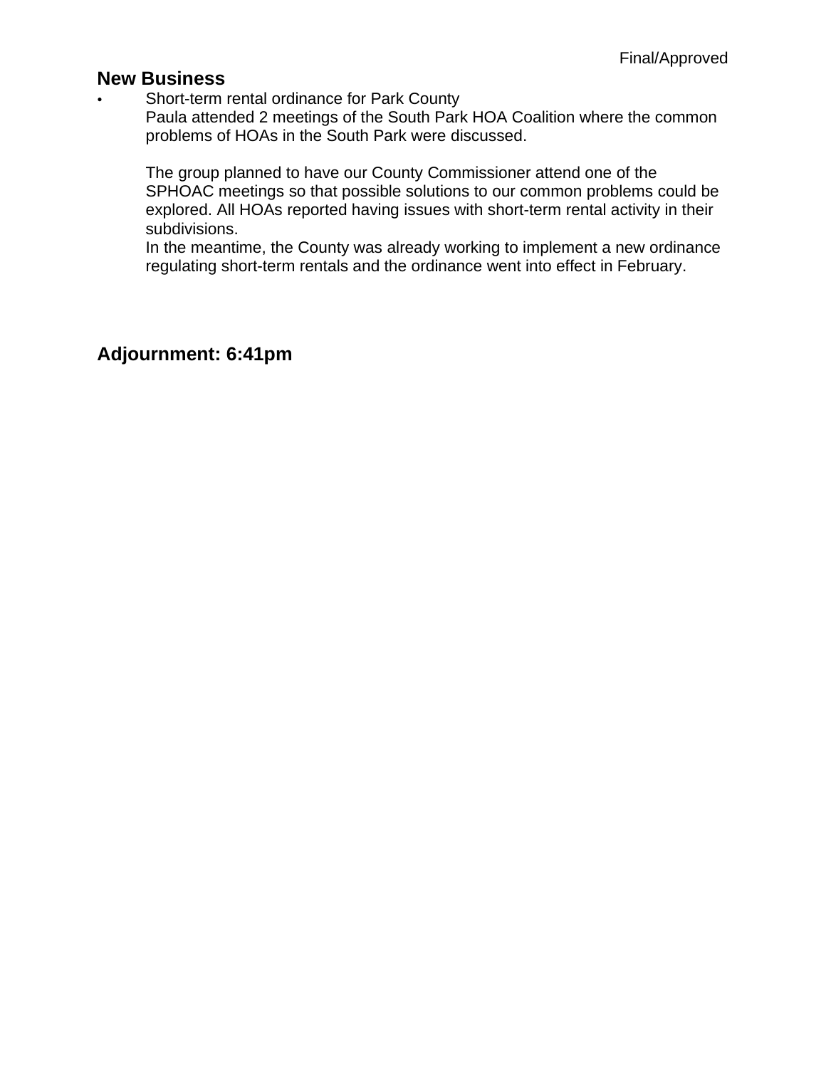Final/Approved

## New Business

- Short-term rental ordinance for Park County
  Paula attended 2 meetings of the South Park HOA Coalition where the common problems of HOAs in the South Park were discussed.

  The group planned to have our County Commissioner attend one of the SPHOAC meetings so that possible solutions to our common problems could be explored. All HOAs reported having issues with short-term rental activity in their subdivisions.
  In the meantime, the County was already working to implement a new ordinance regulating short-term rentals and the ordinance went into effect in February.

## Adjournment: 6:41pm